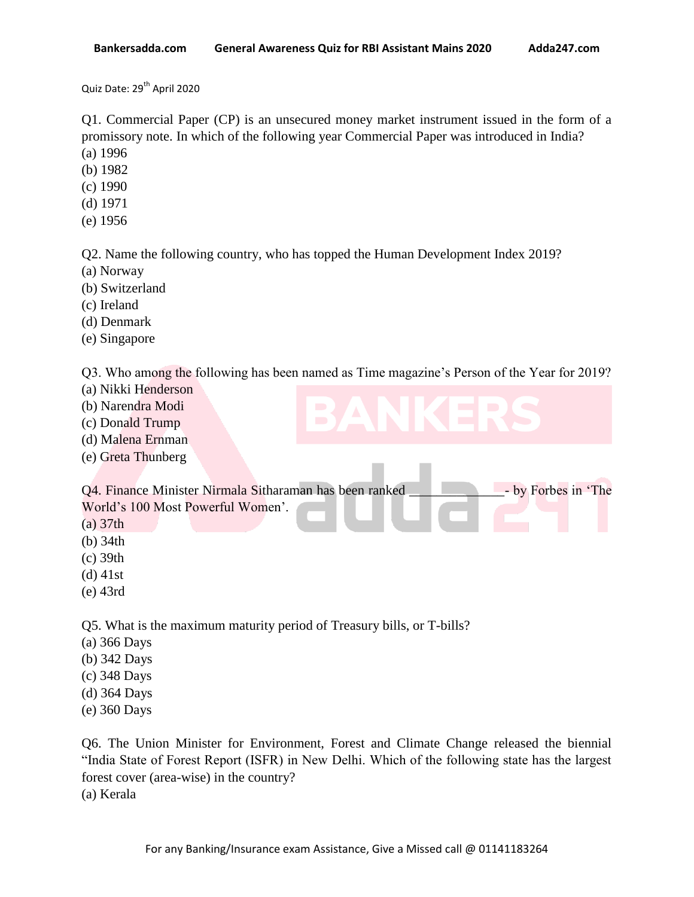Quiz Date: 29th April 2020

Q1. Commercial Paper (CP) is an unsecured money market instrument issued in the form of a promissory note. In which of the following year Commercial Paper was introduced in India?
(a) 1996
(b) 1982
(c) 1990
(d) 1971
(e) 1956

Q2. Name the following country, who has topped the Human Development Index 2019?
(a) Norway
(b) Switzerland
(c) Ireland
(d) Denmark
(e) Singapore

Q3. Who among the following has been named as Time magazine's Person of the Year for 2019?
(a) Nikki Henderson
(b) Narendra Modi
(c) Donald Trump
(d) Malena Ernman
(e) Greta Thunberg

Q4. Finance Minister Nirmala Sitharaman has been ranked _____________- by Forbes in 'The World's 100 Most Powerful Women'.
(a) 37th
(b) 34th
(c) 39th
(d) 41st
(e) 43rd

Q5. What is the maximum maturity period of Treasury bills, or T-bills?
(a) 366 Days
(b) 342 Days
(c) 348 Days
(d) 364 Days
(e) 360 Days

Q6. The Union Minister for Environment, Forest and Climate Change released the biennial "India State of Forest Report (ISFR) in New Delhi. Which of the following state has the largest forest cover (area-wise) in the country?
(a) Kerala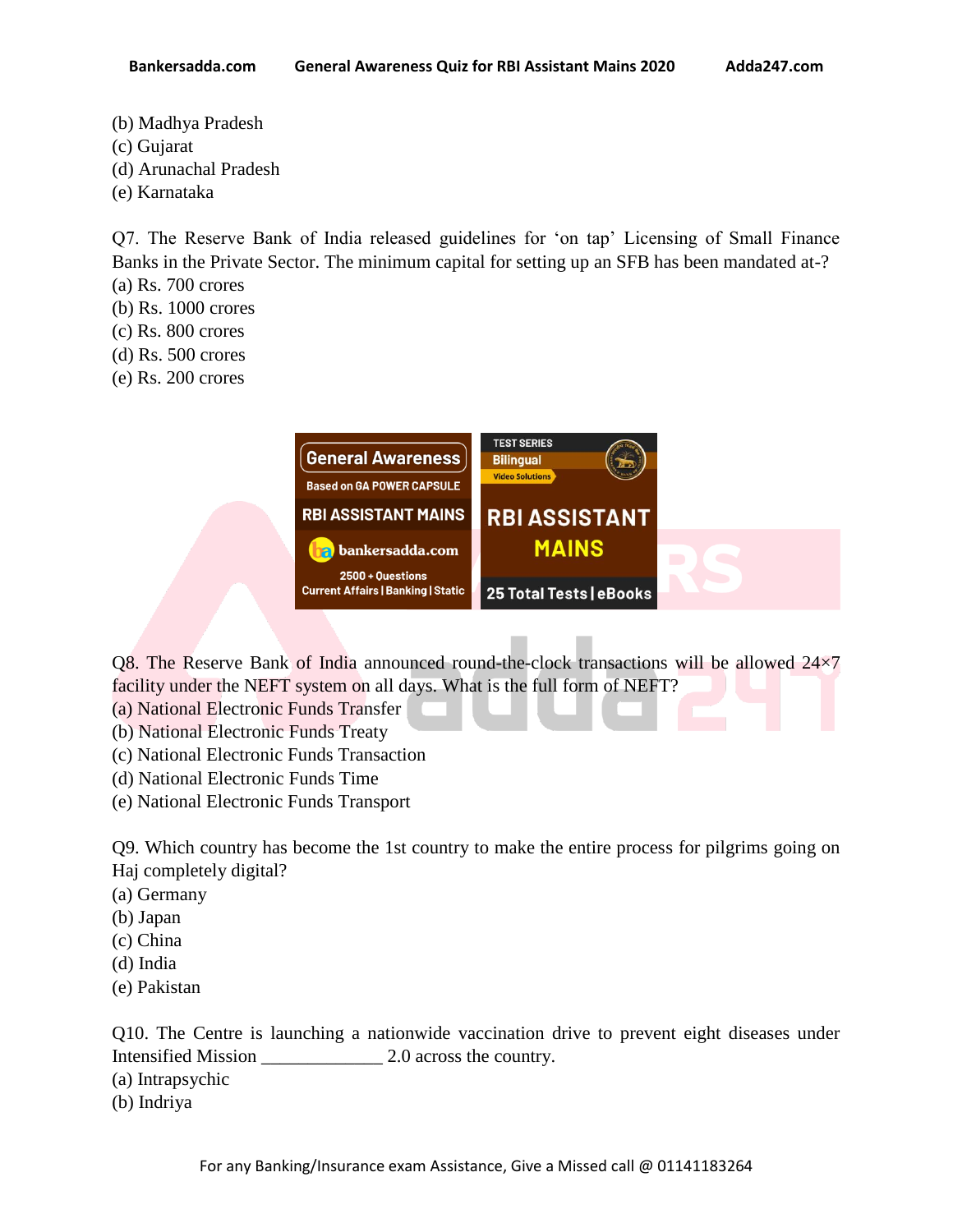(b) Madhya Pradesh
(c) Gujarat
(d) Arunachal Pradesh
(e) Karnataka

Q7. The Reserve Bank of India released guidelines for 'on tap' Licensing of Small Finance Banks in the Private Sector. The minimum capital for setting up an SFB has been mandated at-?
(a) Rs. 700 crores
(b) Rs. 1000 crores
(c) Rs. 800 crores
(d) Rs. 500 crores
(e) Rs. 200 crores

Q8. The Reserve Bank of India announced round-the-clock transactions will be allowed 24×7 facility under the NEFT system on all days. What is the full form of NEFT?
(a) National Electronic Funds Transfer
(b) National Electronic Funds Treaty
(c) National Electronic Funds Transaction
(d) National Electronic Funds Time
(e) National Electronic Funds Transport

Q9. Which country has become the 1st country to make the entire process for pilgrims going on Haj completely digital?
(a) Germany
(b) Japan
(c) China
(d) India
(e) Pakistan

Q10. The Centre is launching a nationwide vaccination drive to prevent eight diseases under Intensified Mission _____________ 2.0 across the country.
(a) Intrapsychic
(b) Indriya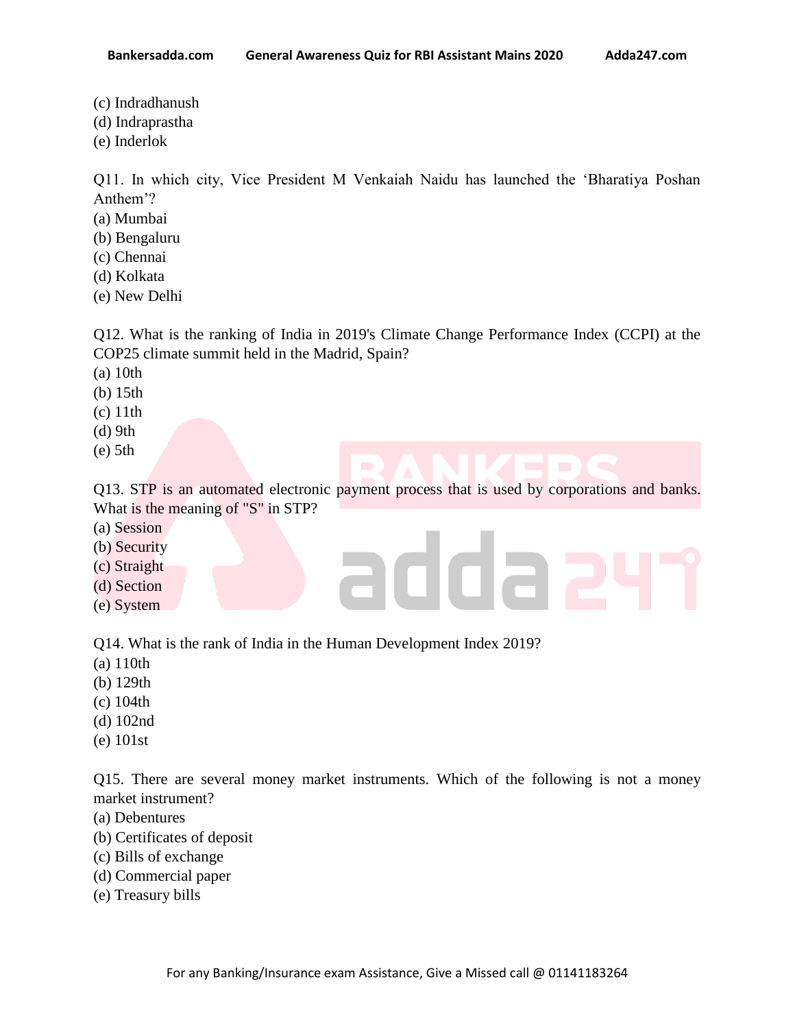(c) Indradhanush
(d) Indraprastha
(e) Inderlok

Q11. In which city, Vice President M Venkaiah Naidu has launched the 'Bharatiya Poshan Anthem'?
(a) Mumbai
(b) Bengaluru
(c) Chennai
(d) Kolkata
(e) New Delhi

Q12. What is the ranking of India in 2019's Climate Change Performance Index (CCPI) at the COP25 climate summit held in the Madrid, Spain?
(a) 10th
(b) 15th
(c) 11th
(d) 9th
(e) 5th

Q13. STP is an automated electronic payment process that is used by corporations and banks. What is the meaning of "S" in STP?
(a) Session
(b) Security
(c) Straight
(d) Section
(e) System

Q14. What is the rank of India in the Human Development Index 2019?
(a) 110th
(b) 129th
(c) 104th
(d) 102nd
(e) 101st

Q15. There are several money market instruments. Which of the following is not a money market instrument?
(a) Debentures
(b) Certificates of deposit
(c) Bills of exchange
(d) Commercial paper
(e) Treasury bills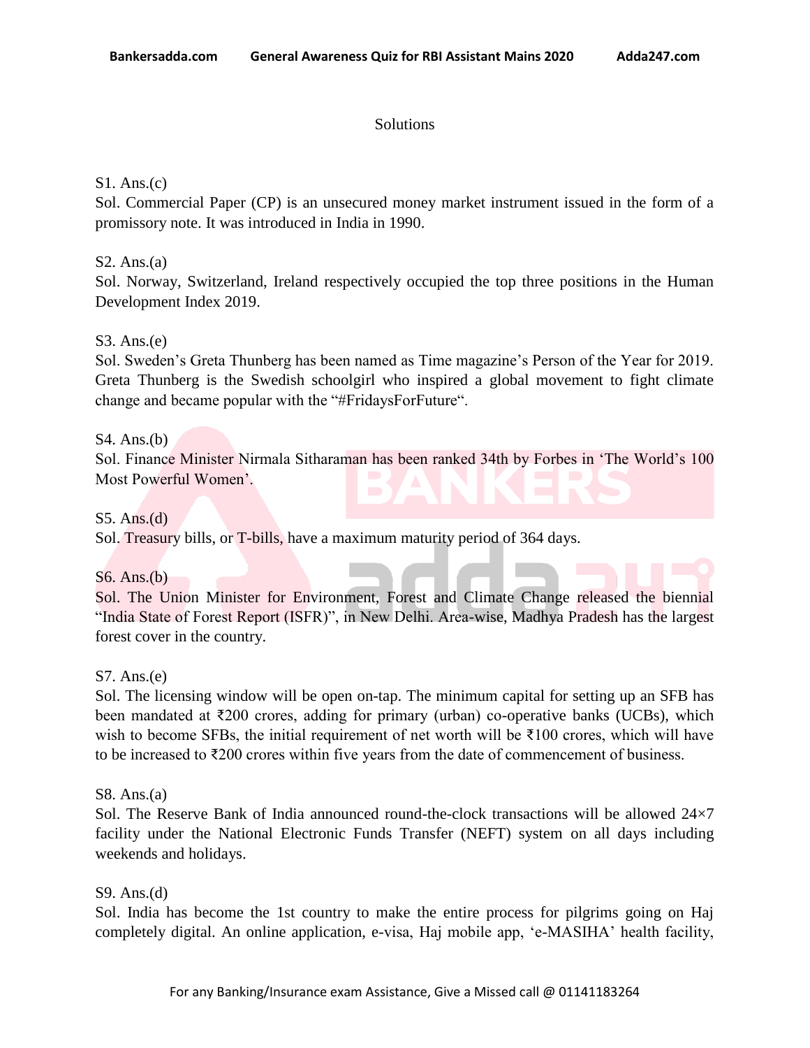Solutions

S1. Ans.(c)
Sol. Commercial Paper (CP) is an unsecured money market instrument issued in the form of a promissory note. It was introduced in India in 1990.

S2. Ans.(a)
Sol. Norway, Switzerland, Ireland respectively occupied the top three positions in the Human Development Index 2019.

S3. Ans.(e)
Sol. Sweden's Greta Thunberg has been named as Time magazine's Person of the Year for 2019. Greta Thunberg is the Swedish schoolgirl who inspired a global movement to fight climate change and became popular with the "#FridaysForFuture".

S4. Ans.(b)
Sol. Finance Minister Nirmala Sitharaman has been ranked 34th by Forbes in 'The World's 100 Most Powerful Women'.

S5. Ans.(d)
Sol. Treasury bills, or T-bills, have a maximum maturity period of 364 days.

S6. Ans.(b)
Sol. The Union Minister for Environment, Forest and Climate Change released the biennial "India State of Forest Report (ISFR)", in New Delhi. Area-wise, Madhya Pradesh has the largest forest cover in the country.

S7. Ans.(e)
Sol. The licensing window will be open on-tap. The minimum capital for setting up an SFB has been mandated at ₹200 crores, adding for primary (urban) co-operative banks (UCBs), which wish to become SFBs, the initial requirement of net worth will be ₹100 crores, which will have to be increased to ₹200 crores within five years from the date of commencement of business.

S8. Ans.(a)
Sol. The Reserve Bank of India announced round-the-clock transactions will be allowed 24×7 facility under the National Electronic Funds Transfer (NEFT) system on all days including weekends and holidays.

S9. Ans.(d)
Sol. India has become the 1st country to make the entire process for pilgrims going on Haj completely digital. An online application, e-visa, Haj mobile app, 'e-MASIHA' health facility,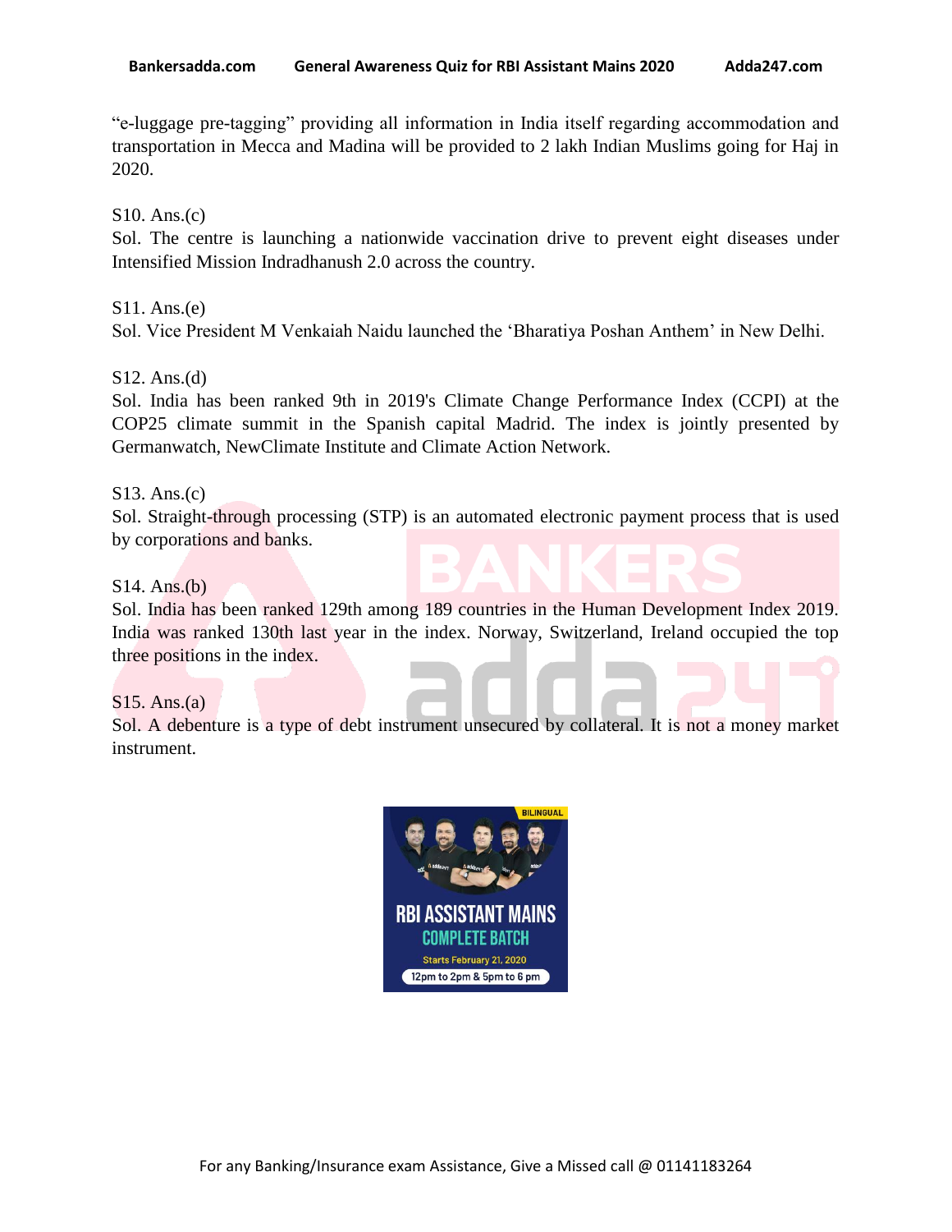"e-luggage pre-tagging" providing all information in India itself regarding accommodation and transportation in Mecca and Madina will be provided to 2 lakh Indian Muslims going for Haj in 2020.

S10. Ans.(c)
Sol. The centre is launching a nationwide vaccination drive to prevent eight diseases under Intensified Mission Indradhanush 2.0 across the country.

S11. Ans.(e)
Sol. Vice President M Venkaiah Naidu launched the 'Bharatiya Poshan Anthem' in New Delhi.

S12. Ans.(d)
Sol. India has been ranked 9th in 2019's Climate Change Performance Index (CCPI) at the COP25 climate summit in the Spanish capital Madrid. The index is jointly presented by Germanwatch, NewClimate Institute and Climate Action Network.

S13. Ans.(c)
Sol. Straight-through processing (STP) is an automated electronic payment process that is used by corporations and banks.

S14. Ans.(b)
Sol. India has been ranked 129th among 189 countries in the Human Development Index 2019. India was ranked 130th last year in the index. Norway, Switzerland, Ireland occupied the top three positions in the index.

S15. Ans.(a)
Sol. A debenture is a type of debt instrument unsecured by collateral. It is not a money market instrument.

BILINGUAL
RBI ASSISTANT MAINS
COMPLETE BATCH
Starts February 21, 2020
12pm to 2pm & 5pm to 6 pm